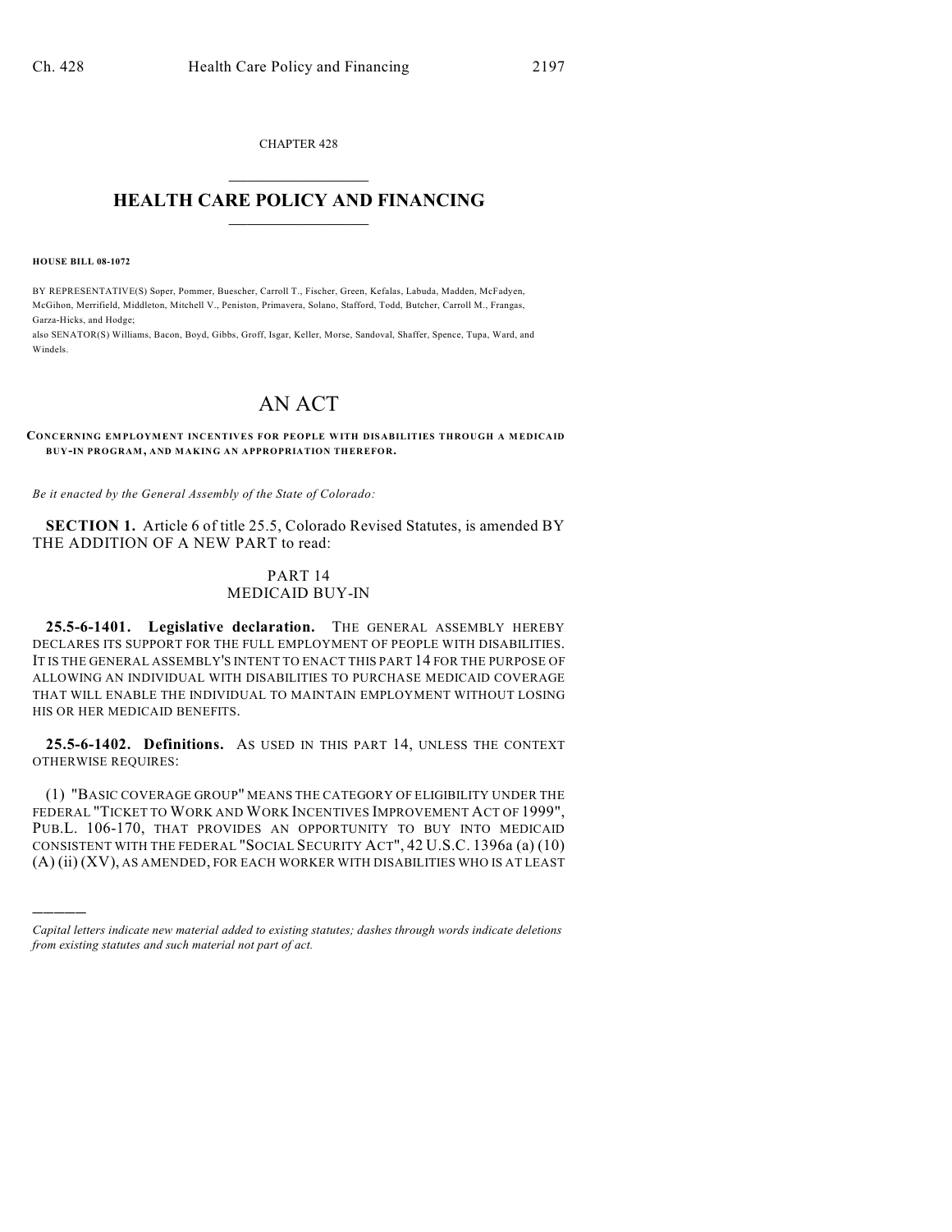CHAPTER 428

# HEALTH CARE POLICY AND FINANCING

**HOUSE BILL 08-1072**

BY REPRESENTATIVE(S) Soper, Pommer, Buescher, Carroll T., Fischer, Green, Kefalas, Labuda, Madden, McFadyen, McGihon, Merrifield, Middleton, Mitchell V., Peniston, Primavera, Solano, Stafford, Todd, Butcher, Carroll M., Frangas, Garza-Hicks, and Hodge;
also SENATOR(S) Williams, Bacon, Boyd, Gibbs, Groff, Isgar, Keller, Morse, Sandoval, Shaffer, Spence, Tupa, Ward, and Windels.

# AN ACT

**CONCERNING EMPLOYMENT INCENTIVES FOR PEOPLE WITH DISABILITIES THROUGH A MEDICAID BUY-IN PROGRAM, AND MAKING AN APPROPRIATION THEREFOR.**

*Be it enacted by the General Assembly of the State of Colorado:*

**SECTION 1.** Article 6 of title 25.5, Colorado Revised Statutes, is amended BY THE ADDITION OF A NEW PART to read:

PART 14
MEDICAID BUY-IN

**25.5-6-1401. Legislative declaration.** THE GENERAL ASSEMBLY HEREBY DECLARES ITS SUPPORT FOR THE FULL EMPLOYMENT OF PEOPLE WITH DISABILITIES. IT IS THE GENERAL ASSEMBLY'S INTENT TO ENACT THIS PART 14 FOR THE PURPOSE OF ALLOWING AN INDIVIDUAL WITH DISABILITIES TO PURCHASE MEDICAID COVERAGE THAT WILL ENABLE THE INDIVIDUAL TO MAINTAIN EMPLOYMENT WITHOUT LOSING HIS OR HER MEDICAID BENEFITS.

**25.5-6-1402. Definitions.** AS USED IN THIS PART 14, UNLESS THE CONTEXT OTHERWISE REQUIRES:

(1) "BASIC COVERAGE GROUP" MEANS THE CATEGORY OF ELIGIBILITY UNDER THE FEDERAL "TICKET TO WORK AND WORK INCENTIVES IMPROVEMENT ACT OF 1999", PUB.L. 106-170, THAT PROVIDES AN OPPORTUNITY TO BUY INTO MEDICAID CONSISTENT WITH THE FEDERAL "SOCIAL SECURITY ACT", 42 U.S.C. 1396a (a) (10) (A) (ii) (XV), AS AMENDED, FOR EACH WORKER WITH DISABILITIES WHO IS AT LEAST

---

*Capital letters indicate new material added to existing statutes; dashes through words indicate deletions from existing statutes and such material not part of act.*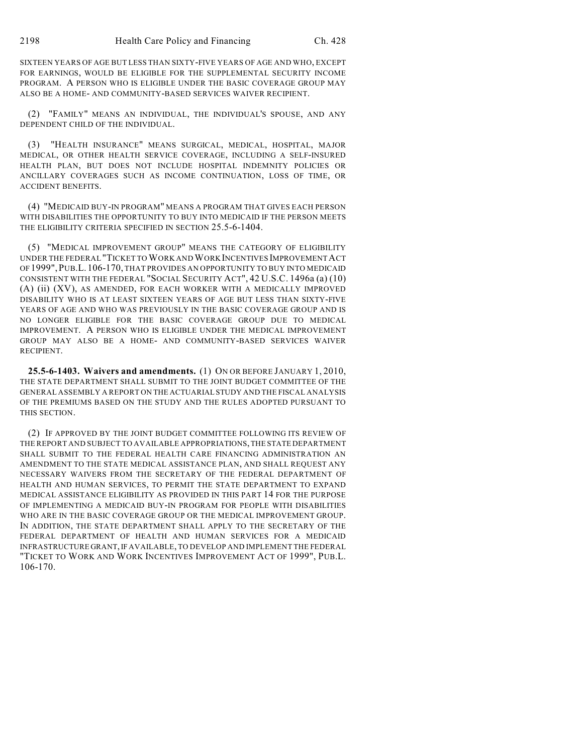SIXTEEN YEARS OF AGE BUT LESS THAN SIXTY-FIVE YEARS OF AGE AND WHO, EXCEPT FOR EARNINGS, WOULD BE ELIGIBLE FOR THE SUPPLEMENTAL SECURITY INCOME PROGRAM. A PERSON WHO IS ELIGIBLE UNDER THE BASIC COVERAGE GROUP MAY ALSO BE A HOME- AND COMMUNITY-BASED SERVICES WAIVER RECIPIENT.

(2) "FAMILY" MEANS AN INDIVIDUAL, THE INDIVIDUAL'S SPOUSE, AND ANY DEPENDENT CHILD OF THE INDIVIDUAL.

(3) "HEALTH INSURANCE" MEANS SURGICAL, MEDICAL, HOSPITAL, MAJOR MEDICAL, OR OTHER HEALTH SERVICE COVERAGE, INCLUDING A SELF-INSURED HEALTH PLAN, BUT DOES NOT INCLUDE HOSPITAL INDEMNITY POLICIES OR ANCILLARY COVERAGES SUCH AS INCOME CONTINUATION, LOSS OF TIME, OR ACCIDENT BENEFITS.

(4) "MEDICAID BUY-IN PROGRAM" MEANS A PROGRAM THAT GIVES EACH PERSON WITH DISABILITIES THE OPPORTUNITY TO BUY INTO MEDICAID IF THE PERSON MEETS THE ELIGIBILITY CRITERIA SPECIFIED IN SECTION 25.5-6-1404.

(5) "MEDICAL IMPROVEMENT GROUP" MEANS THE CATEGORY OF ELIGIBILITY UNDER THE FEDERAL "TICKET TO WORK AND WORK INCENTIVES IMPROVEMENT ACT OF 1999", PUB.L. 106-170, THAT PROVIDES AN OPPORTUNITY TO BUY INTO MEDICAID CONSISTENT WITH THE FEDERAL "SOCIAL SECURITY ACT", 42 U.S.C. 1496a (a) (10) (A) (ii) (XV), AS AMENDED, FOR EACH WORKER WITH A MEDICALLY IMPROVED DISABILITY WHO IS AT LEAST SIXTEEN YEARS OF AGE BUT LESS THAN SIXTY-FIVE YEARS OF AGE AND WHO WAS PREVIOUSLY IN THE BASIC COVERAGE GROUP AND IS NO LONGER ELIGIBLE FOR THE BASIC COVERAGE GROUP DUE TO MEDICAL IMPROVEMENT. A PERSON WHO IS ELIGIBLE UNDER THE MEDICAL IMPROVEMENT GROUP MAY ALSO BE A HOME- AND COMMUNITY-BASED SERVICES WAIVER RECIPIENT.

**25.5-6-1403. Waivers and amendments.** (1) ON OR BEFORE JANUARY 1, 2010, THE STATE DEPARTMENT SHALL SUBMIT TO THE JOINT BUDGET COMMITTEE OF THE GENERAL ASSEMBLY A REPORT ON THE ACTUARIAL STUDY AND THE FISCAL ANALYSIS OF THE PREMIUMS BASED ON THE STUDY AND THE RULES ADOPTED PURSUANT TO THIS SECTION.

(2) IF APPROVED BY THE JOINT BUDGET COMMITTEE FOLLOWING ITS REVIEW OF THE REPORT AND SUBJECT TO AVAILABLE APPROPRIATIONS, THE STATE DEPARTMENT SHALL SUBMIT TO THE FEDERAL HEALTH CARE FINANCING ADMINISTRATION AN AMENDMENT TO THE STATE MEDICAL ASSISTANCE PLAN, AND SHALL REQUEST ANY NECESSARY WAIVERS FROM THE SECRETARY OF THE FEDERAL DEPARTMENT OF HEALTH AND HUMAN SERVICES, TO PERMIT THE STATE DEPARTMENT TO EXPAND MEDICAL ASSISTANCE ELIGIBILITY AS PROVIDED IN THIS PART 14 FOR THE PURPOSE OF IMPLEMENTING A MEDICAID BUY-IN PROGRAM FOR PEOPLE WITH DISABILITIES WHO ARE IN THE BASIC COVERAGE GROUP OR THE MEDICAL IMPROVEMENT GROUP. IN ADDITION, THE STATE DEPARTMENT SHALL APPLY TO THE SECRETARY OF THE FEDERAL DEPARTMENT OF HEALTH AND HUMAN SERVICES FOR A MEDICAID INFRASTRUCTURE GRANT, IF AVAILABLE, TO DEVELOP AND IMPLEMENT THE FEDERAL "TICKET TO WORK AND WORK INCENTIVES IMPROVEMENT ACT OF 1999", PUB.L. 106-170.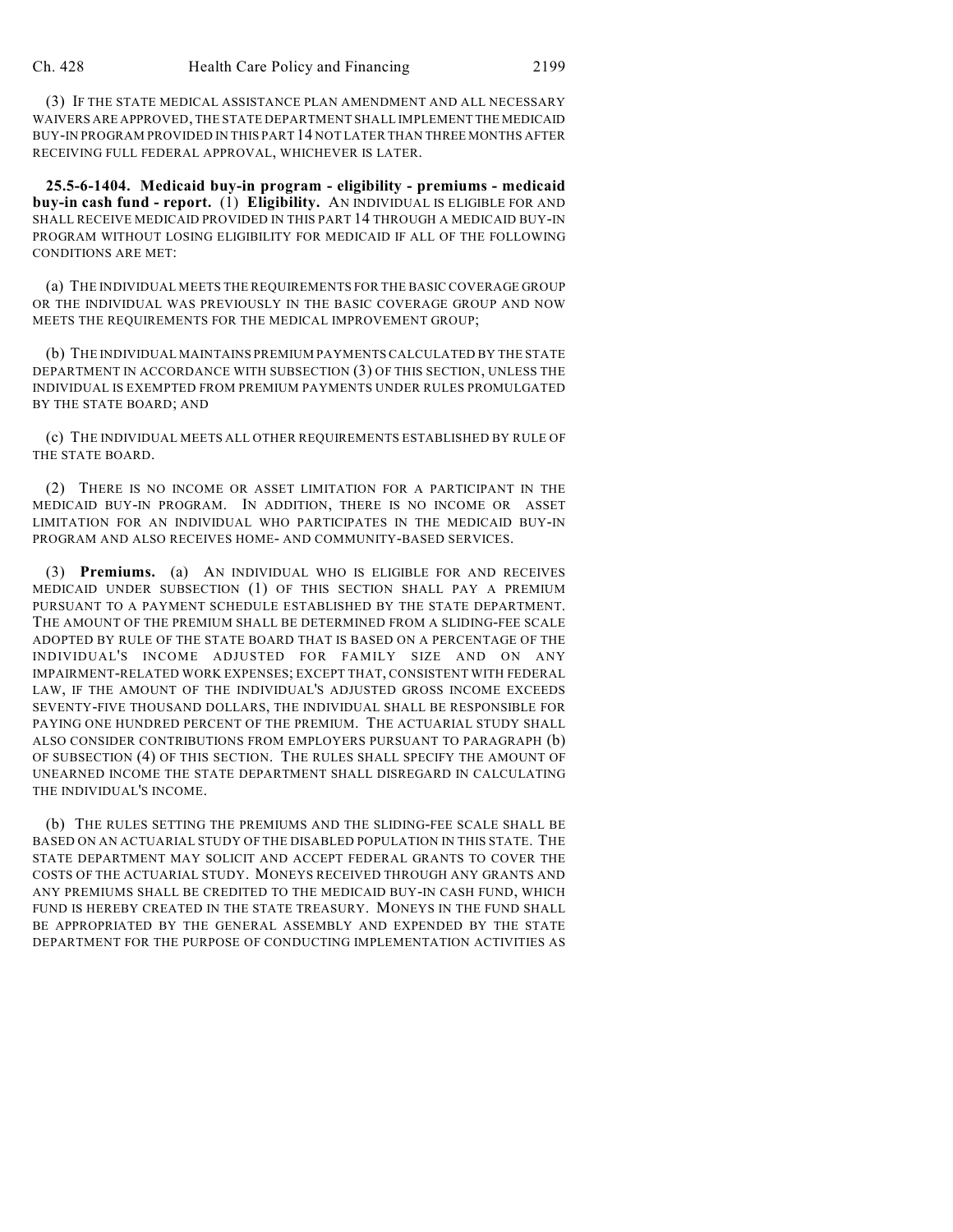(3) IF THE STATE MEDICAL ASSISTANCE PLAN AMENDMENT AND ALL NECESSARY WAIVERS ARE APPROVED, THE STATE DEPARTMENT SHALL IMPLEMENT THE MEDICAID BUY-IN PROGRAM PROVIDED IN THIS PART 14 NOT LATER THAN THREE MONTHS AFTER RECEIVING FULL FEDERAL APPROVAL, WHICHEVER IS LATER.

**25.5-6-1404. Medicaid buy-in program - eligibility - premiums - medicaid buy-in cash fund - report.** (1) **Eligibility.** AN INDIVIDUAL IS ELIGIBLE FOR AND SHALL RECEIVE MEDICAID PROVIDED IN THIS PART 14 THROUGH A MEDICAID BUY-IN PROGRAM WITHOUT LOSING ELIGIBILITY FOR MEDICAID IF ALL OF THE FOLLOWING CONDITIONS ARE MET:

(a) THE INDIVIDUAL MEETS THE REQUIREMENTS FOR THE BASIC COVERAGE GROUP OR THE INDIVIDUAL WAS PREVIOUSLY IN THE BASIC COVERAGE GROUP AND NOW MEETS THE REQUIREMENTS FOR THE MEDICAL IMPROVEMENT GROUP;

(b) THE INDIVIDUAL MAINTAINS PREMIUM PAYMENTS CALCULATED BY THE STATE DEPARTMENT IN ACCORDANCE WITH SUBSECTION (3) OF THIS SECTION, UNLESS THE INDIVIDUAL IS EXEMPTED FROM PREMIUM PAYMENTS UNDER RULES PROMULGATED BY THE STATE BOARD; AND

(c) THE INDIVIDUAL MEETS ALL OTHER REQUIREMENTS ESTABLISHED BY RULE OF THE STATE BOARD.

(2) THERE IS NO INCOME OR ASSET LIMITATION FOR A PARTICIPANT IN THE MEDICAID BUY-IN PROGRAM. IN ADDITION, THERE IS NO INCOME OR ASSET LIMITATION FOR AN INDIVIDUAL WHO PARTICIPATES IN THE MEDICAID BUY-IN PROGRAM AND ALSO RECEIVES HOME- AND COMMUNITY-BASED SERVICES.

(3) **Premiums.** (a) AN INDIVIDUAL WHO IS ELIGIBLE FOR AND RECEIVES MEDICAID UNDER SUBSECTION (1) OF THIS SECTION SHALL PAY A PREMIUM PURSUANT TO A PAYMENT SCHEDULE ESTABLISHED BY THE STATE DEPARTMENT. THE AMOUNT OF THE PREMIUM SHALL BE DETERMINED FROM A SLIDING-FEE SCALE ADOPTED BY RULE OF THE STATE BOARD THAT IS BASED ON A PERCENTAGE OF THE INDIVIDUAL'S INCOME ADJUSTED FOR FAMILY SIZE AND ON ANY IMPAIRMENT-RELATED WORK EXPENSES; EXCEPT THAT, CONSISTENT WITH FEDERAL LAW, IF THE AMOUNT OF THE INDIVIDUAL'S ADJUSTED GROSS INCOME EXCEEDS SEVENTY-FIVE THOUSAND DOLLARS, THE INDIVIDUAL SHALL BE RESPONSIBLE FOR PAYING ONE HUNDRED PERCENT OF THE PREMIUM. THE ACTUARIAL STUDY SHALL ALSO CONSIDER CONTRIBUTIONS FROM EMPLOYERS PURSUANT TO PARAGRAPH (b) OF SUBSECTION (4) OF THIS SECTION. THE RULES SHALL SPECIFY THE AMOUNT OF UNEARNED INCOME THE STATE DEPARTMENT SHALL DISREGARD IN CALCULATING THE INDIVIDUAL'S INCOME.

(b) THE RULES SETTING THE PREMIUMS AND THE SLIDING-FEE SCALE SHALL BE BASED ON AN ACTUARIAL STUDY OF THE DISABLED POPULATION IN THIS STATE. THE STATE DEPARTMENT MAY SOLICIT AND ACCEPT FEDERAL GRANTS TO COVER THE COSTS OF THE ACTUARIAL STUDY. MONEYS RECEIVED THROUGH ANY GRANTS AND ANY PREMIUMS SHALL BE CREDITED TO THE MEDICAID BUY-IN CASH FUND, WHICH FUND IS HEREBY CREATED IN THE STATE TREASURY. MONEYS IN THE FUND SHALL BE APPROPRIATED BY THE GENERAL ASSEMBLY AND EXPENDED BY THE STATE DEPARTMENT FOR THE PURPOSE OF CONDUCTING IMPLEMENTATION ACTIVITIES AS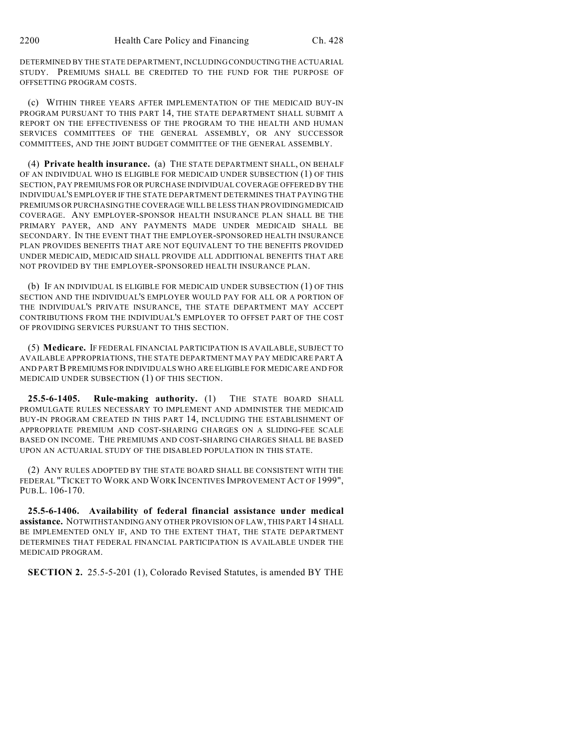DETERMINED BY THE STATE DEPARTMENT, INCLUDING CONDUCTING THE ACTUARIAL STUDY. PREMIUMS SHALL BE CREDITED TO THE FUND FOR THE PURPOSE OF OFFSETTING PROGRAM COSTS.

(c) WITHIN THREE YEARS AFTER IMPLEMENTATION OF THE MEDICAID BUY-IN PROGRAM PURSUANT TO THIS PART 14, THE STATE DEPARTMENT SHALL SUBMIT A REPORT ON THE EFFECTIVENESS OF THE PROGRAM TO THE HEALTH AND HUMAN SERVICES COMMITTEES OF THE GENERAL ASSEMBLY, OR ANY SUCCESSOR COMMITTEES, AND THE JOINT BUDGET COMMITTEE OF THE GENERAL ASSEMBLY.

(4) **Private health insurance.** (a) THE STATE DEPARTMENT SHALL, ON BEHALF OF AN INDIVIDUAL WHO IS ELIGIBLE FOR MEDICAID UNDER SUBSECTION (1) OF THIS SECTION, PAY PREMIUMS FOR OR PURCHASE INDIVIDUAL COVERAGE OFFERED BY THE INDIVIDUAL'S EMPLOYER IF THE STATE DEPARTMENT DETERMINES THAT PAYING THE PREMIUMS OR PURCHASING THE COVERAGE WILL BE LESS THAN PROVIDING MEDICAID COVERAGE. ANY EMPLOYER-SPONSOR HEALTH INSURANCE PLAN SHALL BE THE PRIMARY PAYER, AND ANY PAYMENTS MADE UNDER MEDICAID SHALL BE SECONDARY. IN THE EVENT THAT THE EMPLOYER-SPONSORED HEALTH INSURANCE PLAN PROVIDES BENEFITS THAT ARE NOT EQUIVALENT TO THE BENEFITS PROVIDED UNDER MEDICAID, MEDICAID SHALL PROVIDE ALL ADDITIONAL BENEFITS THAT ARE NOT PROVIDED BY THE EMPLOYER-SPONSORED HEALTH INSURANCE PLAN.

(b) IF AN INDIVIDUAL IS ELIGIBLE FOR MEDICAID UNDER SUBSECTION (1) OF THIS SECTION AND THE INDIVIDUAL'S EMPLOYER WOULD PAY FOR ALL OR A PORTION OF THE INDIVIDUAL'S PRIVATE INSURANCE, THE STATE DEPARTMENT MAY ACCEPT CONTRIBUTIONS FROM THE INDIVIDUAL'S EMPLOYER TO OFFSET PART OF THE COST OF PROVIDING SERVICES PURSUANT TO THIS SECTION.

(5) **Medicare.** IF FEDERAL FINANCIAL PARTICIPATION IS AVAILABLE, SUBJECT TO AVAILABLE APPROPRIATIONS, THE STATE DEPARTMENT MAY PAY MEDICARE PART A AND PART B PREMIUMS FOR INDIVIDUALS WHO ARE ELIGIBLE FOR MEDICARE AND FOR MEDICAID UNDER SUBSECTION (1) OF THIS SECTION.

**25.5-6-1405. Rule-making authority.** (1) THE STATE BOARD SHALL PROMULGATE RULES NECESSARY TO IMPLEMENT AND ADMINISTER THE MEDICAID BUY-IN PROGRAM CREATED IN THIS PART 14, INCLUDING THE ESTABLISHMENT OF APPROPRIATE PREMIUM AND COST-SHARING CHARGES ON A SLIDING-FEE SCALE BASED ON INCOME. THE PREMIUMS AND COST-SHARING CHARGES SHALL BE BASED UPON AN ACTUARIAL STUDY OF THE DISABLED POPULATION IN THIS STATE.

(2) ANY RULES ADOPTED BY THE STATE BOARD SHALL BE CONSISTENT WITH THE FEDERAL "TICKET TO WORK AND WORK INCENTIVES IMPROVEMENT ACT OF 1999", PUB.L. 106-170.

**25.5-6-1406. Availability of federal financial assistance under medical assistance.** NOTWITHSTANDING ANY OTHER PROVISION OF LAW, THIS PART 14 SHALL BE IMPLEMENTED ONLY IF, AND TO THE EXTENT THAT, THE STATE DEPARTMENT DETERMINES THAT FEDERAL FINANCIAL PARTICIPATION IS AVAILABLE UNDER THE MEDICAID PROGRAM.

**SECTION 2.** 25.5-5-201 (1), Colorado Revised Statutes, is amended BY THE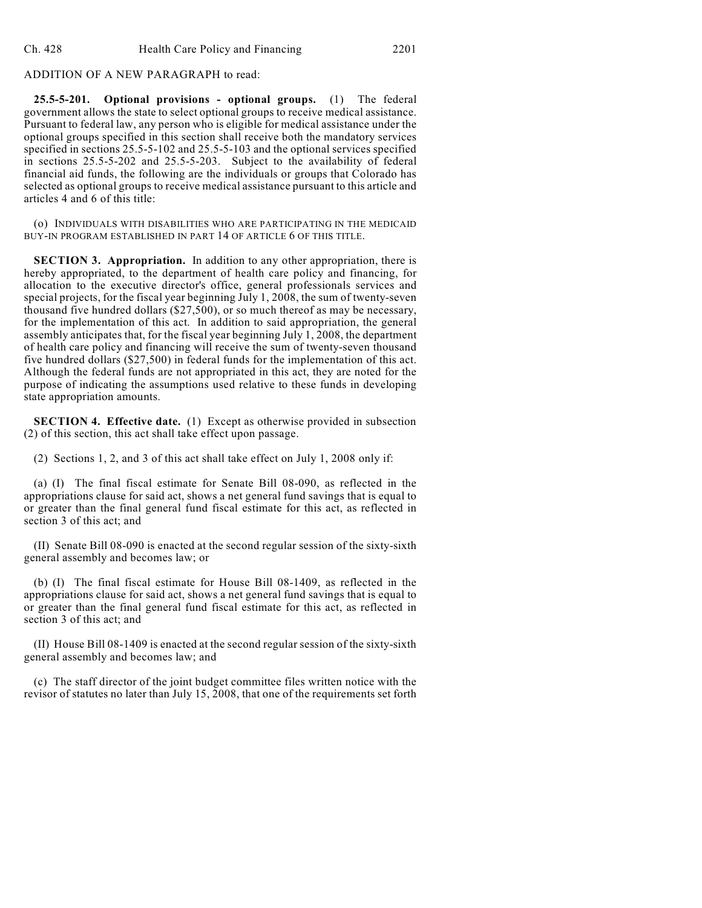ADDITION OF A NEW PARAGRAPH to read:

**25.5-5-201. Optional provisions - optional groups.** (1) The federal government allows the state to select optional groups to receive medical assistance. Pursuant to federal law, any person who is eligible for medical assistance under the optional groups specified in this section shall receive both the mandatory services specified in sections 25.5-5-102 and 25.5-5-103 and the optional services specified in sections 25.5-5-202 and 25.5-5-203. Subject to the availability of federal financial aid funds, the following are the individuals or groups that Colorado has selected as optional groups to receive medical assistance pursuant to this article and articles 4 and 6 of this title:

(o) INDIVIDUALS WITH DISABILITIES WHO ARE PARTICIPATING IN THE MEDICAID BUY-IN PROGRAM ESTABLISHED IN PART 14 OF ARTICLE 6 OF THIS TITLE.

**SECTION 3. Appropriation.** In addition to any other appropriation, there is hereby appropriated, to the department of health care policy and financing, for allocation to the executive director's office, general professionals services and special projects, for the fiscal year beginning July 1, 2008, the sum of twenty-seven thousand five hundred dollars ($27,500), or so much thereof as may be necessary, for the implementation of this act. In addition to said appropriation, the general assembly anticipates that, for the fiscal year beginning July 1, 2008, the department of health care policy and financing will receive the sum of twenty-seven thousand five hundred dollars ($27,500) in federal funds for the implementation of this act. Although the federal funds are not appropriated in this act, they are noted for the purpose of indicating the assumptions used relative to these funds in developing state appropriation amounts.

**SECTION 4. Effective date.** (1) Except as otherwise provided in subsection (2) of this section, this act shall take effect upon passage.

(2) Sections 1, 2, and 3 of this act shall take effect on July 1, 2008 only if:

(a) (I) The final fiscal estimate for Senate Bill 08-090, as reflected in the appropriations clause for said act, shows a net general fund savings that is equal to or greater than the final general fund fiscal estimate for this act, as reflected in section 3 of this act; and

(II) Senate Bill 08-090 is enacted at the second regular session of the sixty-sixth general assembly and becomes law; or

(b) (I) The final fiscal estimate for House Bill 08-1409, as reflected in the appropriations clause for said act, shows a net general fund savings that is equal to or greater than the final general fund fiscal estimate for this act, as reflected in section 3 of this act; and

(II) House Bill 08-1409 is enacted at the second regular session of the sixty-sixth general assembly and becomes law; and

(c) The staff director of the joint budget committee files written notice with the revisor of statutes no later than July 15, 2008, that one of the requirements set forth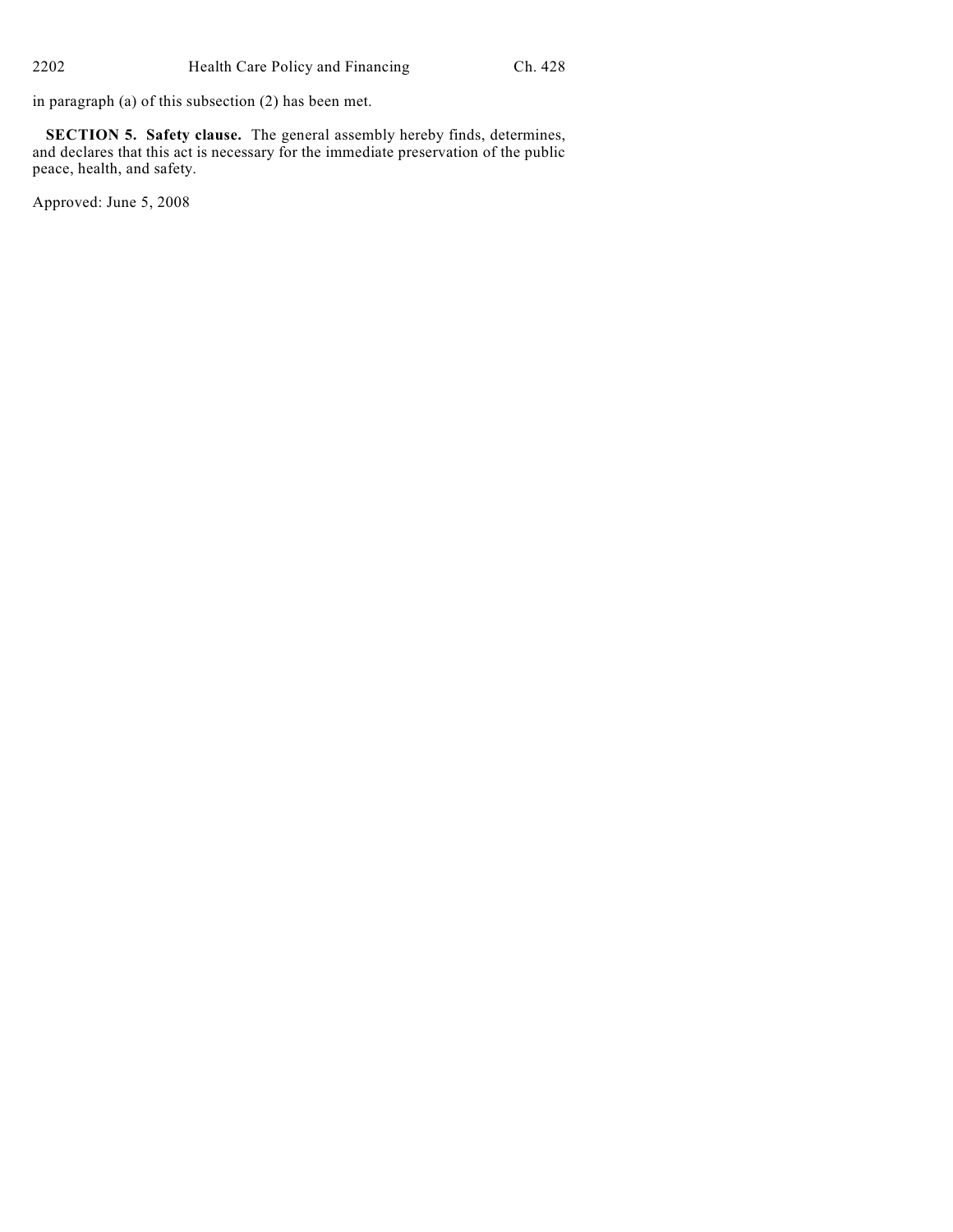in paragraph (a) of this subsection (2) has been met.

**SECTION 5. Safety clause.** The general assembly hereby finds, determines, and declares that this act is necessary for the immediate preservation of the public peace, health, and safety.

Approved: June 5, 2008